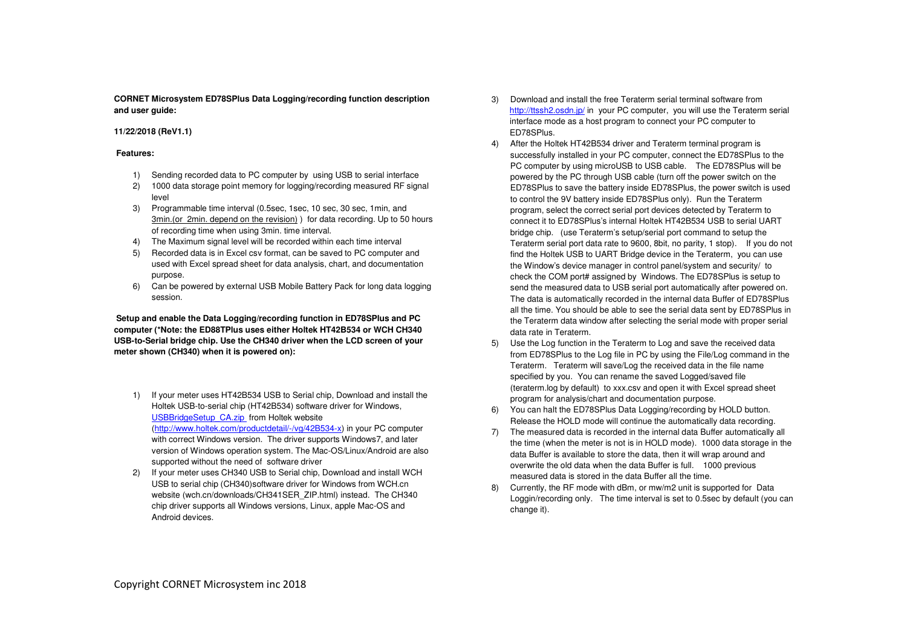**CORNET Microsystem ED78SPlus Data Logging/recording function description and user guide:**

**11/22/2018 (ReV1.1)**

**Features:**

1) Sending recorded data to PC computer by using USB to serial interface
2) 1000 data storage point memory for logging/recording measured RF signal level
3) Programmable time interval (0.5sec, 1sec, 10 sec, 30 sec, 1min, and 3min.(or 2min. depend on the revision) ) for data recording. Up to 50 hours of recording time when using 3min. time interval.
4) The Maximum signal level will be recorded within each time interval
5) Recorded data is in Excel csv format, can be saved to PC computer and used with Excel spread sheet for data analysis, chart, and documentation purpose.
6) Can be powered by external USB Mobile Battery Pack for long data logging session.

**Setup and enable the Data Logging/recording function in ED78SPlus and PC computer (*Note: the ED88TPlus uses either Holtek HT42B534 or WCH CH340 USB-to-Serial bridge chip. Use the CH340 driver when the LCD screen of your meter shown (CH340) when it is powered on):**

1) If your meter uses HT42B534 USB to Serial chip, Download and install the Holtek USB-to-serial chip (HT42B534) software driver for Windows, USBBridgeSetup_CA.zip from Holtek website (http://www.holtek.com/productdetail/-/vg/42B534-x) in your PC computer with correct Windows version. The driver supports Windows7, and later version of Windows operation system. The Mac-OS/Linux/Android are also supported without the need of software driver
2) If your meter uses CH340 USB to Serial chip, Download and install WCH USB to serial chip (CH340)software driver for Windows from WCH.cn website (wch.cn/downloads/CH341SER_ZIP.html) instead. The CH340 chip driver supports all Windows versions, Linux, apple Mac-OS and Android devices.
3) Download and install the free Teraterm serial terminal software from http://ttssh2.osdn.jp/ in your PC computer, you will use the Teraterm serial interface mode as a host program to connect your PC computer to ED78SPlus.
4) After the Holtek HT42B534 driver and Teraterm terminal program is successfully installed in your PC computer, connect the ED78SPlus to the PC computer by using microUSB to USB cable. The ED78SPlus will be powered by the PC through USB cable (turn off the power switch on the ED78SPlus to save the battery inside ED78SPlus, the power switch is used to control the 9V battery inside ED78SPlus only). Run the Teraterm program, select the correct serial port devices detected by Teraterm to connect it to ED78SPlus's internal Holtek HT42B534 USB to serial UART bridge chip. (use Teraterm's setup/serial port command to setup the Teraterm serial port data rate to 9600, 8bit, no parity, 1 stop). If you do not find the Holtek USB to UART Bridge device in the Teraterm, you can use the Window's device manager in control panel/system and security/ to check the COM port# assigned by Windows. The ED78SPlus is setup to send the measured data to USB serial port automatically after powered on. The data is automatically recorded in the internal data Buffer of ED78SPlus all the time. You should be able to see the serial data sent by ED78SPlus in the Teraterm data window after selecting the serial mode with proper serial data rate in Teraterm.
5) Use the Log function in the Teraterm to Log and save the received data from ED78SPlus to the Log file in PC by using the File/Log command in the Teraterm. Teraterm will save/Log the received data in the file name specified by you. You can rename the saved Logged/saved file (teraterm.log by default) to xxx.csv and open it with Excel spread sheet program for analysis/chart and documentation purpose.
6) You can halt the ED78SPlus Data Logging/recording by HOLD button. Release the HOLD mode will continue the automatically data recording.
7) The measured data is recorded in the internal data Buffer automatically all the time (when the meter is not is in HOLD mode). 1000 data storage in the data Buffer is available to store the data, then it will wrap around and overwrite the old data when the data Buffer is full. 1000 previous measured data is stored in the data Buffer all the time.
8) Currently, the RF mode with dBm, or mw/m2 unit is supported for Data Loggin/recording only. The time interval is set to 0.5sec by default (you can change it).

Copyright CORNET Microsystem inc 2018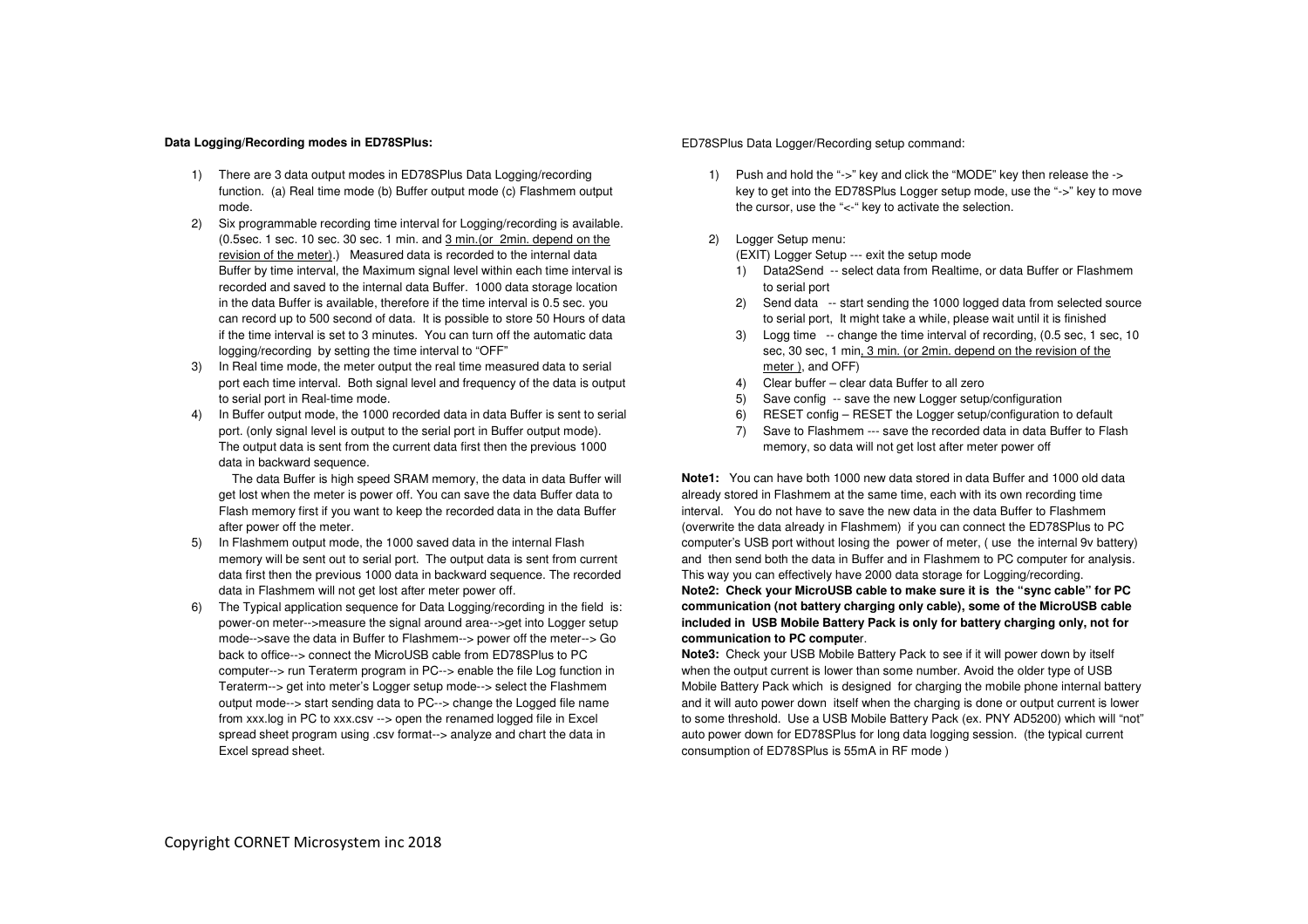**Data Logging/Recording modes in ED78SPlus:**

1) There are 3 data output modes in ED78SPlus Data Logging/recording function. (a) Real time mode (b) Buffer output mode (c) Flashmem output mode.
2) Six programmable recording time interval for Logging/recording is available. (0.5sec. 1 sec. 10 sec. 30 sec. 1 min. and 3 min.(or 2min. depend on the revision of the meter).) Measured data is recorded to the internal data Buffer by time interval, the Maximum signal level within each time interval is recorded and saved to the internal data Buffer. 1000 data storage location in the data Buffer is available, therefore if the time interval is 0.5 sec. you can record up to 500 second of data. It is possible to store 50 Hours of data if the time interval is set to 3 minutes. You can turn off the automatic data logging/recording by setting the time interval to "OFF"
3) In Real time mode, the meter output the real time measured data to serial port each time interval. Both signal level and frequency of the data is output to serial port in Real-time mode.
4) In Buffer output mode, the 1000 recorded data in data Buffer is sent to serial port. (only signal level is output to the serial port in Buffer output mode). The output data is sent from the current data first then the previous 1000 data in backward sequence.

   The data Buffer is high speed SRAM memory, the data in data Buffer will get lost when the meter is power off. You can save the data Buffer data to Flash memory first if you want to keep the recorded data in the data Buffer after power off the meter.
5) In Flashmem output mode, the 1000 saved data in the internal Flash memory will be sent out to serial port. The output data is sent from current data first then the previous 1000 data in backward sequence. The recorded data in Flashmem will not get lost after meter power off.
6) The Typical application sequence for Data Logging/recording in the field is: power-on meter-->measure the signal around area-->get into Logger setup mode-->save the data in Buffer to Flashmem--> power off the meter--> Go back to office--> connect the MicroUSB cable from ED78SPlus to PC computer--> run Teraterm program in PC--> enable the file Log function in Teraterm--> get into meter's Logger setup mode--> select the Flashmem output mode--> start sending data to PC--> change the Logged file name from xxx.log in PC to xxx.csv --> open the renamed logged file in Excel spread sheet program using .csv format--> analyze and chart the data in Excel spread sheet.

ED78SPlus Data Logger/Recording setup command:

1) Push and hold the "->" key and click the "MODE" key then release the -> key to get into the ED78SPlus Logger setup mode, use the "->" key to move the cursor, use the "<-" key to activate the selection.

2) Logger Setup menu:

   (EXIT) Logger Setup --- exit the setup mode

   1) Data2Send -- select data from Realtime, or data Buffer or Flashmem to serial port
   2) Send data -- start sending the 1000 logged data from selected source to serial port, It might take a while, please wait until it is finished
   3) Logg time -- change the time interval of recording, (0.5 sec, 1 sec, 10 sec, 30 sec, 1 min, 3 min. (or 2min. depend on the revision of the meter ), and OFF)
   4) Clear buffer – clear data Buffer to all zero
   5) Save config -- save the new Logger setup/configuration
   6) RESET config – RESET the Logger setup/configuration to default
   7) Save to Flashmem --- save the recorded data in data Buffer to Flash memory, so data will not get lost after meter power off

**Note1:** You can have both 1000 new data stored in data Buffer and 1000 old data already stored in Flashmem at the same time, each with its own recording time interval. You do not have to save the new data in the data Buffer to Flashmem (overwrite the data already in Flashmem) if you can connect the ED78SPlus to PC computer's USB port without losing the power of meter, ( use the internal 9v battery) and then send both the data in Buffer and in Flashmem to PC computer for analysis. This way you can effectively have 2000 data storage for Logging/recording.

**Note2: Check your MicroUSB cable to make sure it is the "sync cable" for PC communication (not battery charging only cable), some of the MicroUSB cable included in USB Mobile Battery Pack is only for battery charging only, not for communication to PC compute**r.

**Note3:** Check your USB Mobile Battery Pack to see if it will power down by itself when the output current is lower than some number. Avoid the older type of USB Mobile Battery Pack which is designed for charging the mobile phone internal battery and it will auto power down itself when the charging is done or output current is lower to some threshold. Use a USB Mobile Battery Pack (ex. PNY AD5200) which will "not" auto power down for ED78SPlus for long data logging session. (the typical current consumption of ED78SPlus is 55mA in RF mode )

Copyright CORNET Microsystem inc 2018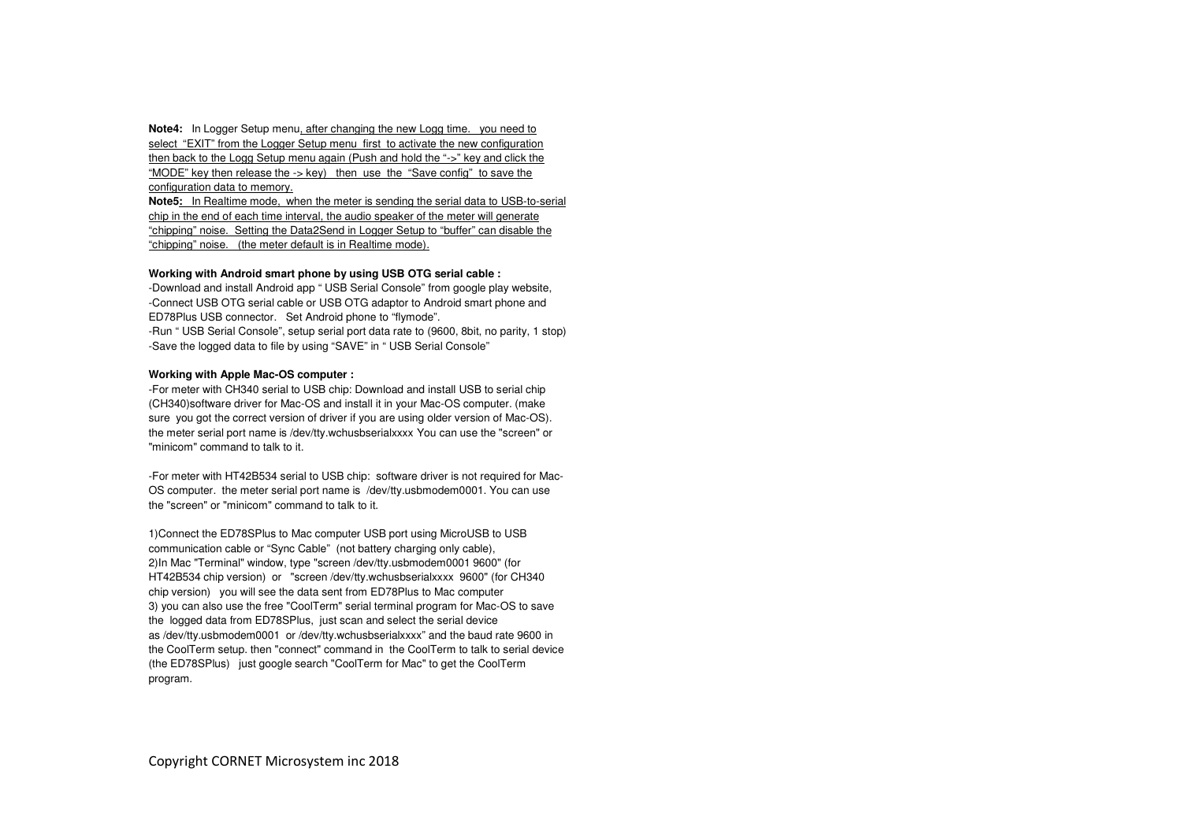**Note4:** In Logger Setup menu, after changing the new Logg time. you need to select "EXIT" from the Logger Setup menu first to activate the new configuration then back to the Logg Setup menu again (Push and hold the "->" key and click the "MODE" key then release the -> key) then use the "Save config" to save the configuration data to memory.

**Note5:** In Realtime mode, when the meter is sending the serial data to USB-to-serial chip in the end of each time interval, the audio speaker of the meter will generate "chipping" noise. Setting the Data2Send in Logger Setup to "buffer" can disable the "chipping" noise. (the meter default is in Realtime mode).

**Working with Android smart phone by using USB OTG serial cable :**

-Download and install Android app " USB Serial Console" from google play website,
-Connect USB OTG serial cable or USB OTG adaptor to Android smart phone and ED78Plus USB connector. Set Android phone to "flymode".
-Run " USB Serial Console", setup serial port data rate to (9600, 8bit, no parity, 1 stop)
-Save the logged data to file by using "SAVE" in " USB Serial Console"

**Working with Apple Mac-OS computer :**

-For meter with CH340 serial to USB chip: Download and install USB to serial chip (CH340)software driver for Mac-OS and install it in your Mac-OS computer. (make sure you got the correct version of driver if you are using older version of Mac-OS). the meter serial port name is /dev/tty.wchusbserialxxxx You can use the "screen" or "minicom" command to talk to it.

-For meter with HT42B534 serial to USB chip: software driver is not required for Mac-OS computer. the meter serial port name is /dev/tty.usbmodem0001. You can use the "screen" or "minicom" command to talk to it.

1)Connect the ED78SPlus to Mac computer USB port using MicroUSB to USB communication cable or "Sync Cable" (not battery charging only cable),
2)In Mac "Terminal" window, type "screen /dev/tty.usbmodem0001 9600" (for HT42B534 chip version) or "screen /dev/tty.wchusbserialxxxx 9600" (for CH340 chip version) you will see the data sent from ED78Plus to Mac computer
3) you can also use the free "CoolTerm" serial terminal program for Mac-OS to save the logged data from ED78SPlus, just scan and select the serial device as /dev/tty.usbmodem0001 or /dev/tty.wchusbserialxxxx" and the baud rate 9600 in the CoolTerm setup. then "connect" command in the CoolTerm to talk to serial device (the ED78SPlus) just google search "CoolTerm for Mac" to get the CoolTerm program.

Copyright CORNET Microsystem inc 2018